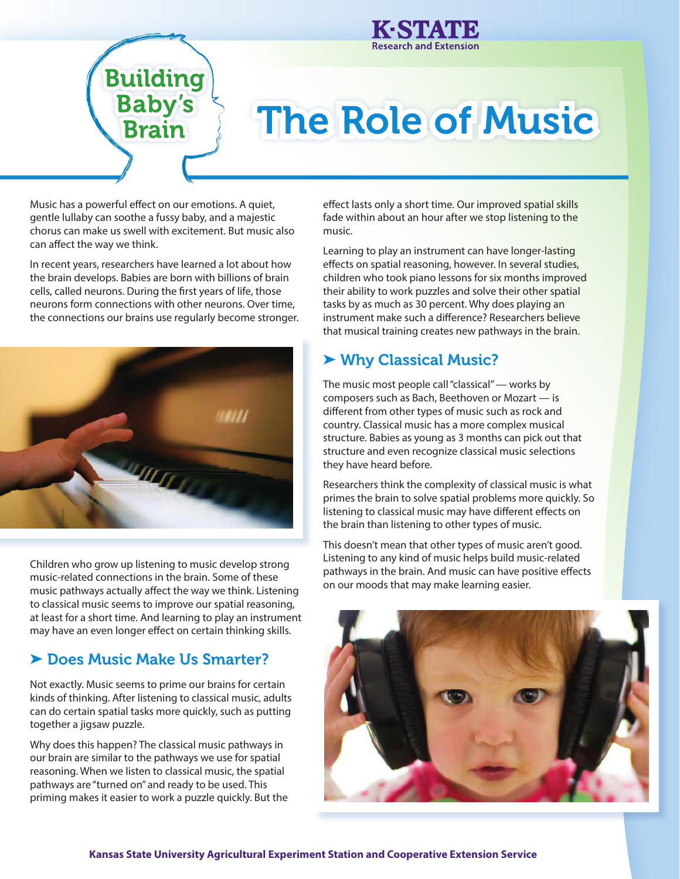K-STATE
Research and Extension

Building Baby's Brain

# The Role of Music

Music has a powerful effect on our emotions. A quiet, gentle lullaby can soothe a fussy baby, and a majestic chorus can make us swell with excitement. But music also can affect the way we think.

In recent years, researchers have learned a lot about how the brain develops. Babies are born with billions of brain cells, called neurons. During the first years of life, those neurons form connections with other neurons. Over time, the connections our brains use regularly become stronger.

Children who grow up listening to music develop strong music-related connections in the brain. Some of these music pathways actually affect the way we think. Listening to classical music seems to improve our spatial reasoning, at least for a short time. And learning to play an instrument may have an even longer effect on certain thinking skills.

## ➤ Does Music Make Us Smarter?

Not exactly. Music seems to prime our brains for certain kinds of thinking. After listening to classical music, adults can do certain spatial tasks more quickly, such as putting together a jigsaw puzzle.

Why does this happen? The classical music pathways in our brain are similar to the pathways we use for spatial reasoning. When we listen to classical music, the spatial pathways are "turned on" and ready to be used. This priming makes it easier to work a puzzle quickly. But the effect lasts only a short time. Our improved spatial skills fade within about an hour after we stop listening to the music.

Learning to play an instrument can have longer-lasting effects on spatial reasoning, however. In several studies, children who took piano lessons for six months improved their ability to work puzzles and solve their other spatial tasks by as much as 30 percent. Why does playing an instrument make such a difference? Researchers believe that musical training creates new pathways in the brain.

## ➤ Why Classical Music?

The music most people call "classical" — works by composers such as Bach, Beethoven or Mozart — is different from other types of music such as rock and country. Classical music has a more complex musical structure. Babies as young as 3 months can pick out that structure and even recognize classical music selections they have heard before.

Researchers think the complexity of classical music is what primes the brain to solve spatial problems more quickly. So listening to classical music may have different effects on the brain than listening to other types of music.

This doesn't mean that other types of music aren't good. Listening to any kind of music helps build music-related pathways in the brain. And music can have positive effects on our moods that may make learning easier.

Kansas State University Agricultural Experiment Station and Cooperative Extension Service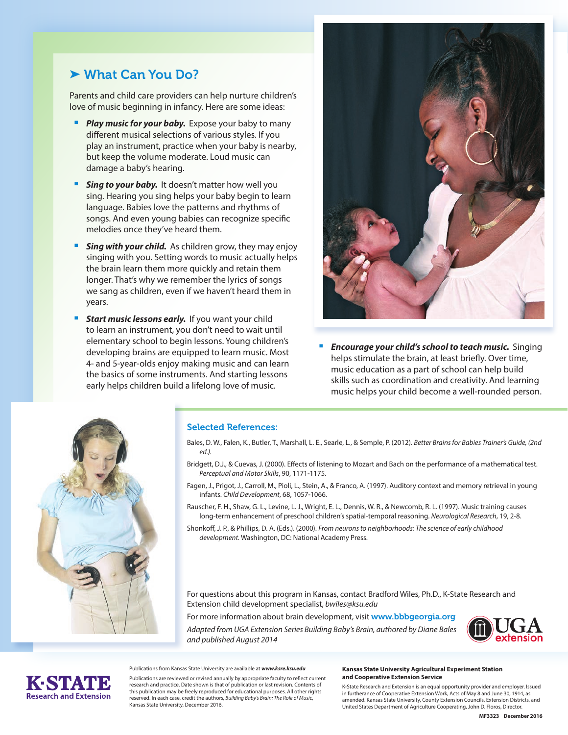## ➤ What Can You Do?

Parents and child care providers can help nurture children's love of music beginning in infancy. Here are some ideas:

- ***Play music for your baby.*** Expose your baby to many different musical selections of various styles. If you play an instrument, practice when your baby is nearby, but keep the volume moderate. Loud music can damage a baby's hearing.
- ***Sing to your baby.*** It doesn't matter how well you sing. Hearing you sing helps your baby begin to learn language. Babies love the patterns and rhythms of songs. And even young babies can recognize specific melodies once they've heard them.
- ***Sing with your child.*** As children grow, they may enjoy singing with you. Setting words to music actually helps the brain learn them more quickly and retain them longer. That's why we remember the lyrics of songs we sang as children, even if we haven't heard them in years.
- ***Start music lessons early.*** If you want your child to learn an instrument, you don't need to wait until elementary school to begin lessons. Young children's developing brains are equipped to learn music. Most 4- and 5-year-olds enjoy making music and can learn the basics of some instruments. And starting lessons early helps children build a lifelong love of music.
- ***Encourage your child's school to teach music.*** Singing helps stimulate the brain, at least briefly. Over time, music education as a part of school can help build skills such as coordination and creativity. And learning music helps your child become a well-rounded person.

### Selected References:

Bales, D. W., Falen, K., Butler, T., Marshall, L. E., Searle, L., & Semple, P. (2012). *Better Brains for Babies Trainer's Guide, (2nd ed.).*

Bridgett, D.J., & Cuevas, J. (2000). Effects of listening to Mozart and Bach on the performance of a mathematical test. *Perceptual and Motor Skills*, 90, 1171-1175.

Fagen, J., Prigot, J., Carroll, M., Pioli, L., Stein, A., & Franco, A. (1997). Auditory context and memory retrieval in young infants. *Child Development*, 68, 1057-1066.

Rauscher, F. H., Shaw, G. L., Levine, L. J., Wright, E. L., Dennis, W. R., & Newcomb, R. L. (1997). Music training causes long-term enhancement of preschool children's spatial-temporal reasoning. *Neurological Research*, 19, 2-8.

Shonkoff, J. P., & Phillips, D. A. (Eds.). (2000). *From neurons to neighborhoods: The science of early childhood development.* Washington, DC: National Academy Press.

For questions about this program in Kansas, contact Bradford Wiles, Ph.D., K-State Research and Extension child development specialist, *bwiles@ksu.edu*

For more information about brain development, visit **www.bbbgeorgia.org**

*Adapted from UGA Extension Series Building Baby's Brain, authored by Diane Bales and published August 2014*

UGA extension

K-STATE Research and Extension

Publications from Kansas State University are available at ***www.ksre.ksu.edu***

Publications are reviewed or revised annually by appropriate faculty to reflect current research and practice. Date shown is that of publication or last revision. Contents of this publication may be freely reproduced for educational purposes. All other rights reserved. In each case, credit the authors, *Building Baby's Brain: The Role of Music*, Kansas State University, December 2016.

**Kansas State University Agricultural Experiment Station and Cooperative Extension Service**

K-State Research and Extension is an equal opportunity provider and employer. Issued in furtherance of Cooperative Extension Work, Acts of May 8 and June 30, 1914, as amended. Kansas State University, County Extension Councils, Extension Districts, and United States Department of Agriculture Cooperating, John D. Floros, Director.

**MF3323 December 2016**